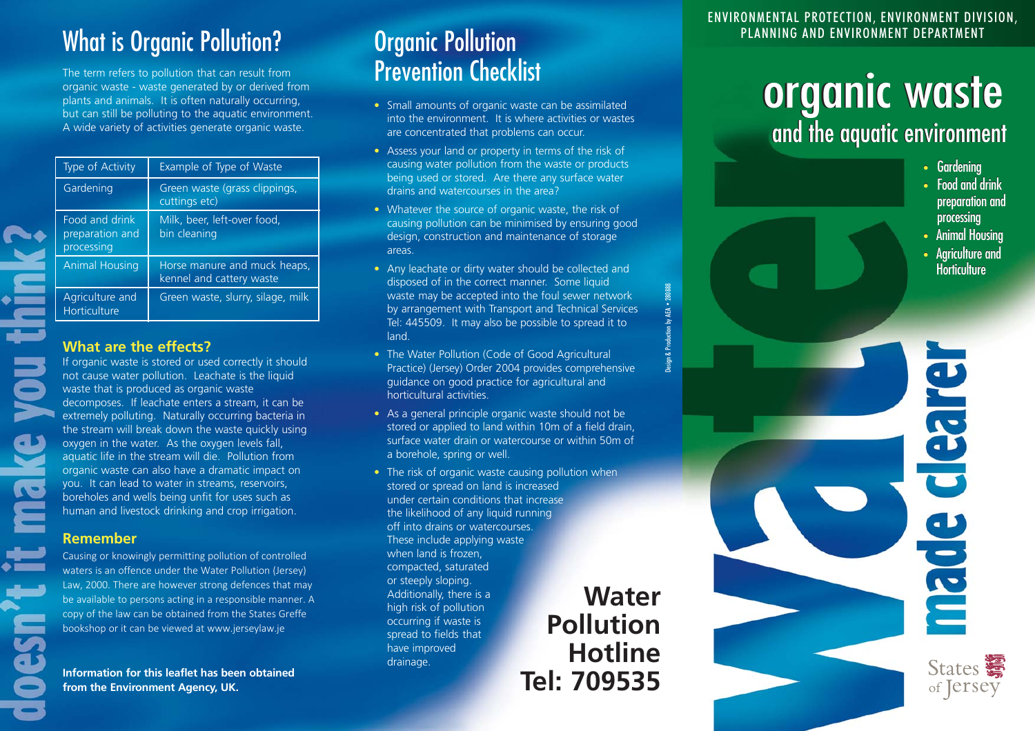# What is Organic Pollution?

The term refers to pollution that can result from organic waste - waste generated by or derived from plants and animals. It is often naturally occurring, but can still be polluting to the aquatic environment. A wide variety of activities generate organic waste.

| Type of Activity | Example of Type of Waste |
|---|---|
| Gardening | Green waste (grass clippings, cuttings etc) |
| Food and drink preparation and processing | Milk, beer, left-over food, bin cleaning |
| Animal Housing | Horse manure and muck heaps, kennel and cattery waste |
| Agriculture and Horticulture | Green waste, slurry, silage, milk |

### What are the effects?

If organic waste is stored or used correctly it should not cause water pollution. Leachate is the liquid waste that is produced as organic waste decomposes. If leachate enters a stream, it can be extremely polluting. Naturally occurring bacteria in the stream will break down the waste quickly using oxygen in the water. As the oxygen levels fall, aquatic life in the stream will die. Pollution from organic waste can also have a dramatic impact on you. It can lead to water in streams, reservoirs, boreholes and wells being unfit for uses such as human and livestock drinking and crop irrigation.

### Remember

Causing or knowingly permitting pollution of controlled waters is an offence under the Water Pollution (Jersey) Law, 2000. There are however strong defences that may be available to persons acting in a responsible manner. A copy of the law can be obtained from the States Greffe bookshop or it can be viewed at www.jerseylaw.je

**Information for this leaflet has been obtained from the Environment Agency, UK.**

doesn't it make you think?

# Organic Pollution Prevention Checklist

- Small amounts of organic waste can be assimilated into the environment. It is where activities or wastes are concentrated that problems can occur.
- Assess your land or property in terms of the risk of causing water pollution from the waste or products being used or stored. Are there any surface water drains and watercourses in the area?
- Whatever the source of organic waste, the risk of causing pollution can be minimised by ensuring good design, construction and maintenance of storage areas.
- Any leachate or dirty water should be collected and disposed of in the correct manner. Some liquid waste may be accepted into the foul sewer network by arrangement with Transport and Technical Services Tel: 445509. It may also be possible to spread it to land.
- The Water Pollution (Code of Good Agricultural Practice) (Jersey) Order 2004 provides comprehensive guidance on good practice for agricultural and horticultural activities.
- As a general principle organic waste should not be stored or applied to land within 10m of a field drain, surface water drain or watercourse or within 50m of a borehole, spring or well.
- The risk of organic waste causing pollution when stored or spread on land is increased under certain conditions that increase the likelihood of any liquid running off into drains or watercourses. These include applying waste when land is frozen, compacted, saturated or steeply sloping. Additionally, there is a high risk of pollution occurring if waste is spread to fields that have improved drainage.

**Water Pollution Hotline Tel: 709535**

Design & Production by AEA • 280888

ENVIRONMENTAL PROTECTION, ENVIRONMENT DIVISION, PLANNING AND ENVIRONMENT DEPARTMENT

# organic waste

## and the aquatic environment

- Gardening
- Food and drink preparation and processing
- Animal Housing
- Agriculture and Horticulture

water made clearer

States of Jersey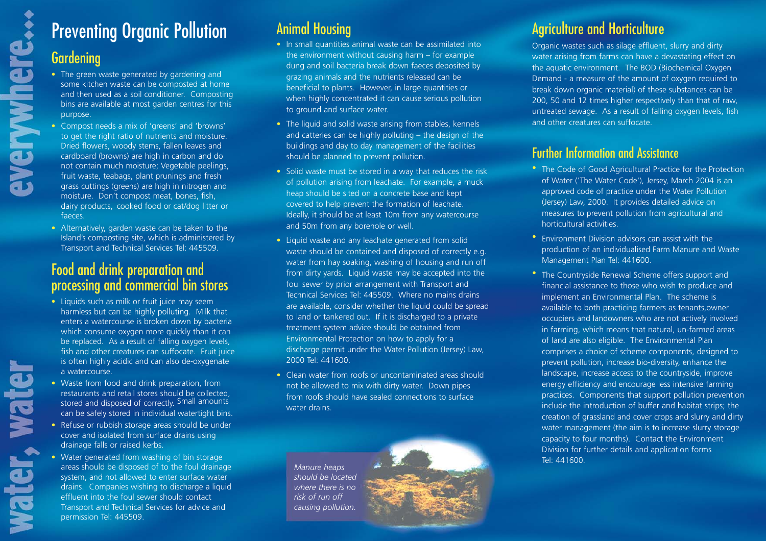# Preventing Organic Pollution

## Gardening

- The green waste generated by gardening and some kitchen waste can be composted at home and then used as a soil conditioner. Composting bins are available at most garden centres for this purpose.
- Compost needs a mix of 'greens' and 'browns' to get the right ratio of nutrients and moisture. Dried flowers, woody stems, fallen leaves and cardboard (browns) are high in carbon and do not contain much moisture; Vegetable peelings, fruit waste, teabags, plant prunings and fresh grass cuttings (greens) are high in nitrogen and moisture. Don't compost meat, bones, fish, dairy products, cooked food or cat/dog litter or faeces.
- Alternatively, garden waste can be taken to the Island's composting site, which is administered by Transport and Technical Services Tel: 445509.

## Food and drink preparation and processing and commercial bin stores

- Liquids such as milk or fruit juice may seem harmless but can be highly polluting. Milk that enters a watercourse is broken down by bacteria which consume oxygen more quickly than it can be replaced. As a result of falling oxygen levels, fish and other creatures can suffocate. Fruit juice is often highly acidic and can also de-oxygenate a watercourse.
- Waste from food and drink preparation, from restaurants and retail stores should be collected, stored and disposed of correctly. Small amounts can be safely stored in individual watertight bins.
- Refuse or rubbish storage areas should be under cover and isolated from surface drains using drainage falls or raised kerbs.
- Water generated from washing of bin storage areas should be disposed of to the foul drainage system, and not allowed to enter surface water drains. Companies wishing to discharge a liquid effluent into the foul sewer should contact Transport and Technical Services for advice and permission Tel: 445509.

## Animal Housing

- In small quantities animal waste can be assimilated into the environment without causing harm – for example dung and soil bacteria break down faeces deposited by grazing animals and the nutrients released can be beneficial to plants. However, in large quantities or when highly concentrated it can cause serious pollution to ground and surface water.
- The liquid and solid waste arising from stables, kennels and catteries can be highly polluting – the design of the buildings and day to day management of the facilities should be planned to prevent pollution.
- Solid waste must be stored in a way that reduces the risk of pollution arising from leachate. For example, a muck heap should be sited on a concrete base and kept covered to help prevent the formation of leachate. Ideally, it should be at least 10m from any watercourse and 50m from any borehole or well.
- Liquid waste and any leachate generated from solid waste should be contained and disposed of correctly e.g. water from hay soaking, washing of housing and run off from dirty yards. Liquid waste may be accepted into the foul sewer by prior arrangement with Transport and Technical Services Tel: 445509. Where no mains drains are available, consider whether the liquid could be spread to land or tankered out. If it is discharged to a private treatment system advice should be obtained from Environmental Protection on how to apply for a discharge permit under the Water Pollution (Jersey) Law, 2000 Tel: 441600.
- Clean water from roofs or uncontaminated areas should not be allowed to mix with dirty water. Down pipes from roofs should have sealed connections to surface water drains.

*Manure heaps should be located where there is no risk of run off causing pollution.*

## Agriculture and Horticulture

Organic wastes such as silage effluent, slurry and dirty water arising from farms can have a devastating effect on the aquatic environment. The BOD (Biochemical Oxygen Demand - a measure of the amount of oxygen required to break down organic material) of these substances can be 200, 50 and 12 times higher respectively than that of raw, untreated sewage. As a result of falling oxygen levels, fish and other creatures can suffocate.

## Further Information and Assistance

- The Code of Good Agricultural Practice for the Protection of Water ('The Water Code'), Jersey, March 2004 is an approved code of practice under the Water Pollution (Jersey) Law, 2000. It provides detailed advice on measures to prevent pollution from agricultural and horticultural activities.
- Environment Division advisors can assist with the production of an individualised Farm Manure and Waste Management Plan Tel: 441600.
- The Countryside Renewal Scheme offers support and financial assistance to those who wish to produce and implement an Environmental Plan. The scheme is available to both practicing farmers as tenants,owner occupiers and landowners who are not actively involved in farming, which means that natural, un-farmed areas of land are also eligible. The Environmental Plan comprises a choice of scheme components, designed to prevent pollution, increase bio-diversity, enhance the landscape, increase access to the countryside, improve energy efficiency and encourage less intensive farming practices. Components that support pollution prevention include the introduction of buffer and habitat strips; the creation of grassland and cover crops and slurry and dirty water management (the aim is to increase slurry storage capacity to four months). Contact the Environment Division for further details and application forms Tel: 441600.

water, water everywhere...